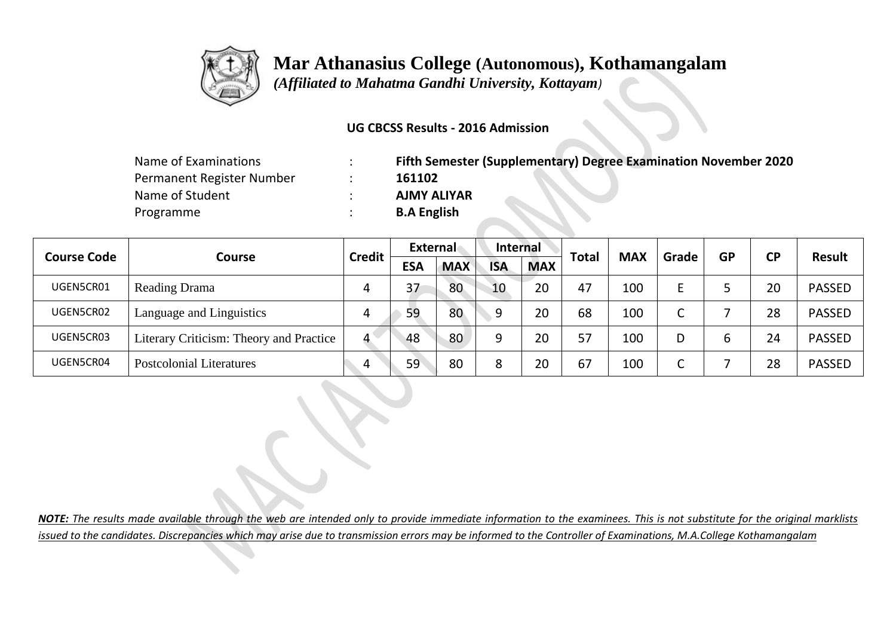# Mar Athanasius College (Autonomous), Kothamangalam

*(Affiliated to Mahatma Gandhi University, Kottayam)*

**UG CBCSS Results - 2016 Admission**

| | | |
|---|---|---|
| Name of Examinations | : | **Fifth Semester (Supplementary) Degree Examination November 2020** |
| Permanent Register Number | : | **161102** |
| Name of Student | : | **AJMY ALIYAR** |
| Programme | : | **B.A English** |

| Course Code | Course | Credit | External | | Internal | | Total | MAX | Grade | GP | CP | Result |
|---|---|---|---|---|---|---|---|---|---|---|---|---|
| | | | ESA | MAX | ISA | MAX | | | | | | |
| UGEN5CR01 | Reading Drama | 4 | 37 | 80 | 10 | 20 | 47 | 100 | E | 5 | 20 | PASSED |
| UGEN5CR02 | Language and Linguistics | 4 | 59 | 80 | 9 | 20 | 68 | 100 | C | 7 | 28 | PASSED |
| UGEN5CR03 | Literary Criticism: Theory and Practice | 4 | 48 | 80 | 9 | 20 | 57 | 100 | D | 6 | 24 | PASSED |
| UGEN5CR04 | Postcolonial Literatures | 4 | 59 | 80 | 8 | 20 | 67 | 100 | C | 7 | 28 | PASSED |

***NOTE:** The results made available through the web are intended only to provide immediate information to the examinees. This is not substitute for the original marklists issued to the candidates. Discrepancies which may arise due to transmission errors may be informed to the Controller of Examinations, M.A.College Kothamangalam*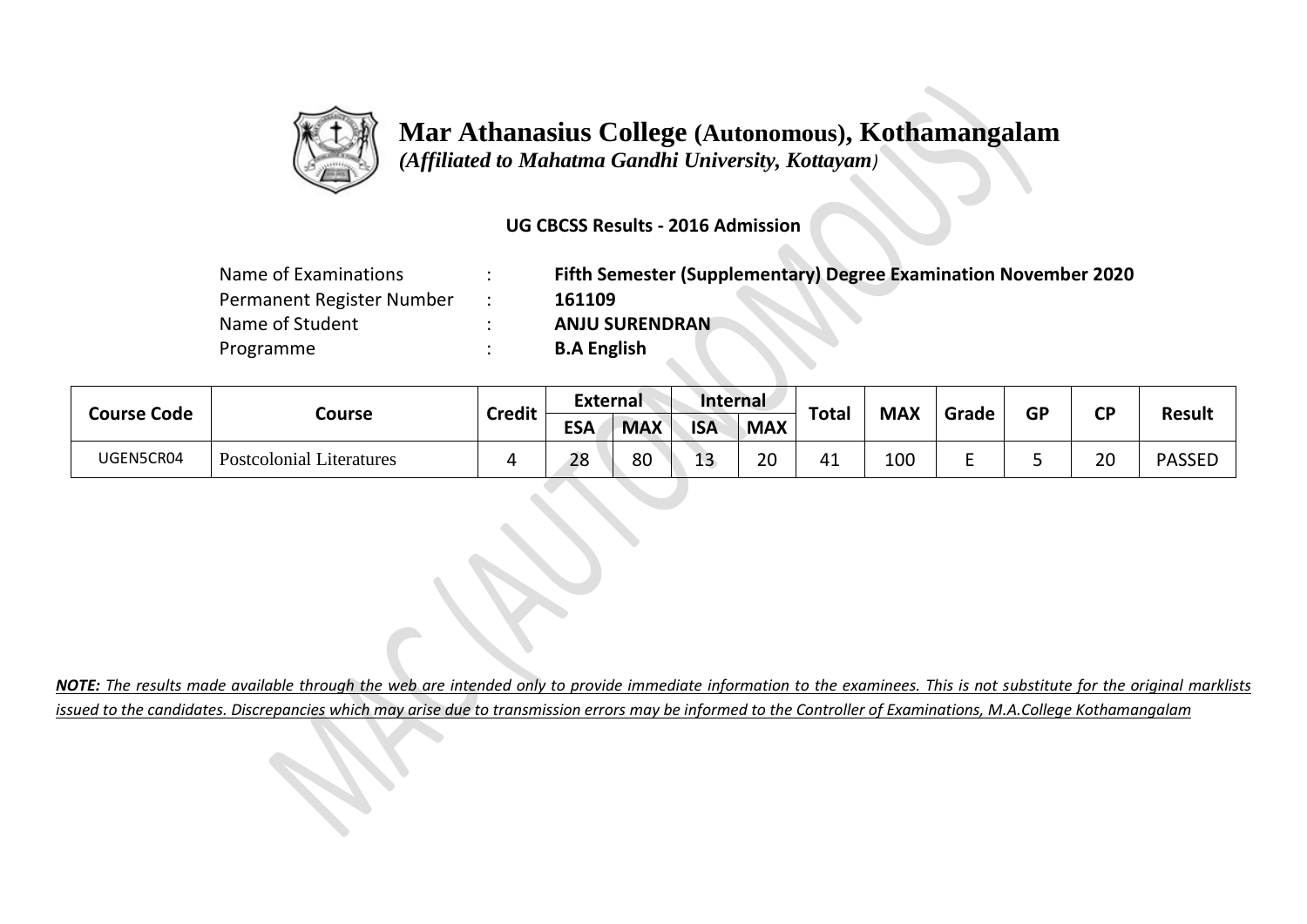# Mar Athanasius College (Autonomous), Kothamangalam

*(Affiliated to Mahatma Gandhi University, Kottayam)*

**UG CBCSS Results - 2016 Admission**

| | | |
|---|---|---|
| Name of Examinations | : | **Fifth Semester (Supplementary) Degree Examination November 2020** |
| Permanent Register Number | : | **161109** |
| Name of Student | : | **ANJU SURENDRAN** |
| Programme | : | **B.A English** |

| Course Code | Course | Credit | External | | Internal | | Total | MAX | Grade | GP | CP | Result |
|---|---|---|---|---|---|---|---|---|---|---|---|---|
| | | | ESA | MAX | ISA | MAX | | | | | | |
| UGEN5CR04 | Postcolonial Literatures | 4 | 28 | 80 | 13 | 20 | 41 | 100 | E | 5 | 20 | PASSED |

***NOTE:*** *The results made available through the web are intended only to provide immediate information to the examinees. This is not substitute for the original marklists issued to the candidates. Discrepancies which may arise due to transmission errors may be informed to the Controller of Examinations, M.A.College Kothamangalam*